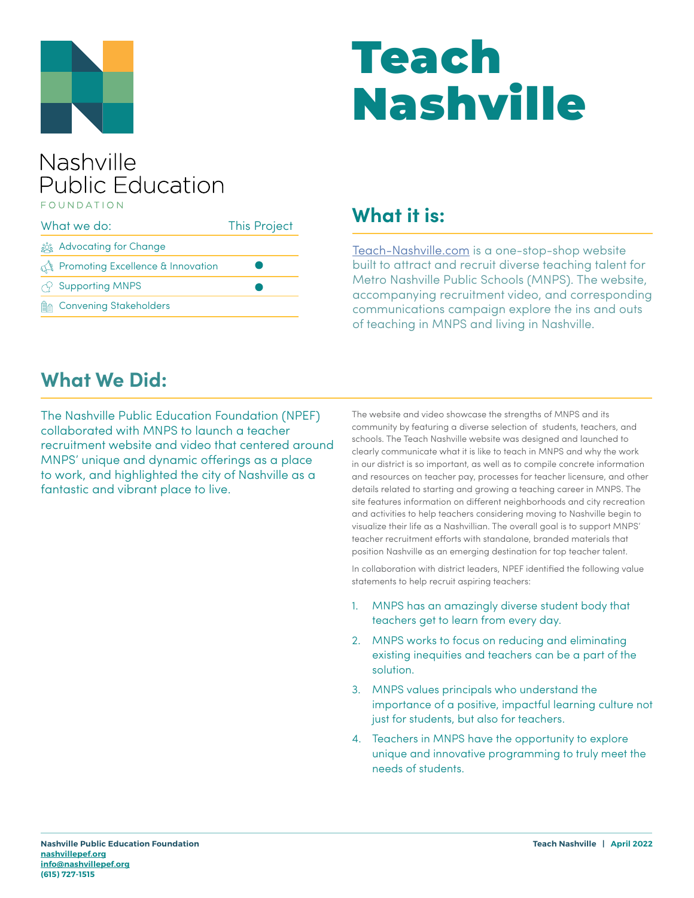# Teach Nashville

Nashville Public Education FOUNDATION

| What we do: | This Project |
|---|---|
| Advocating for Change | |
| Promoting Excellence & Innovation | ● |
| Supporting MNPS | ● |
| Convening Stakeholders | |

## What it is:

Teach-Nashville.com is a one-stop-shop website built to attract and recruit diverse teaching talent for Metro Nashville Public Schools (MNPS). The website, accompanying recruitment video, and corresponding communications campaign explore the ins and outs of teaching in MNPS and living in Nashville.

## What We Did:

The Nashville Public Education Foundation (NPEF) collaborated with MNPS to launch a teacher recruitment website and video that centered around MNPS' unique and dynamic offerings as a place to work, and highlighted the city of Nashville as a fantastic and vibrant place to live.

The website and video showcase the strengths of MNPS and its community by featuring a diverse selection of students, teachers, and schools. The Teach Nashville website was designed and launched to clearly communicate what it is like to teach in MNPS and why the work in our district is so important, as well as to compile concrete information and resources on teacher pay, processes for teacher licensure, and other details related to starting and growing a teaching career in MNPS. The site features information on different neighborhoods and city recreation and activities to help teachers considering moving to Nashville begin to visualize their life as a Nashvillian. The overall goal is to support MNPS' teacher recruitment efforts with standalone, branded materials that position Nashville as an emerging destination for top teacher talent.

In collaboration with district leaders, NPEF identified the following value statements to help recruit aspiring teachers:

1. MNPS has an amazingly diverse student body that teachers get to learn from every day.
2. MNPS works to focus on reducing and eliminating existing inequities and teachers can be a part of the solution.
3. MNPS values principals who understand the importance of a positive, impactful learning culture not just for students, but also for teachers.
4. Teachers in MNPS have the opportunity to explore unique and innovative programming to truly meet the needs of students.

**Nashville Public Education Foundation**
nashvillepef.org
info@nashvillepef.org
(615) 727-1515

**Teach Nashville | April 2022**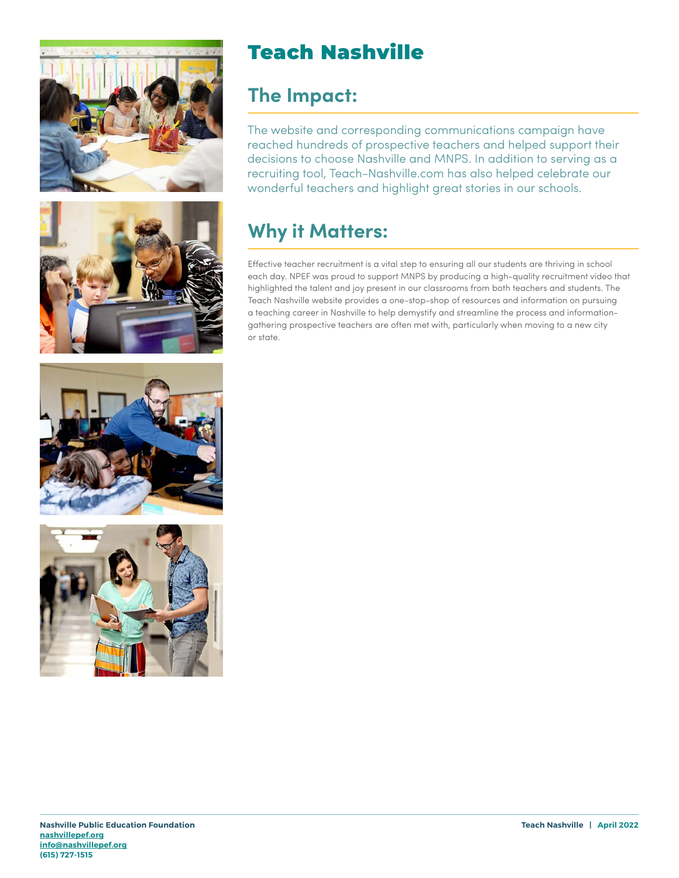# Teach Nashville

## The Impact:

The website and corresponding communications campaign have reached hundreds of prospective teachers and helped support their decisions to choose Nashville and MNPS. In addition to serving as a recruiting tool, Teach-Nashville.com has also helped celebrate our wonderful teachers and highlight great stories in our schools.

## Why it Matters:

Effective teacher recruitment is a vital step to ensuring all our students are thriving in school each day. NPEF was proud to support MNPS by producing a high-quality recruitment video that highlighted the talent and joy present in our classrooms from both teachers and students. The Teach Nashville website provides a one-stop-shop of resources and information on pursuing a teaching career in Nashville to help demystify and streamline the process and information-gathering prospective teachers are often met with, particularly when moving to a new city or state.

**Nashville Public Education Foundation**
**nashvillepef.org**
**info@nashvillepef.org**
**(615) 727-1515**